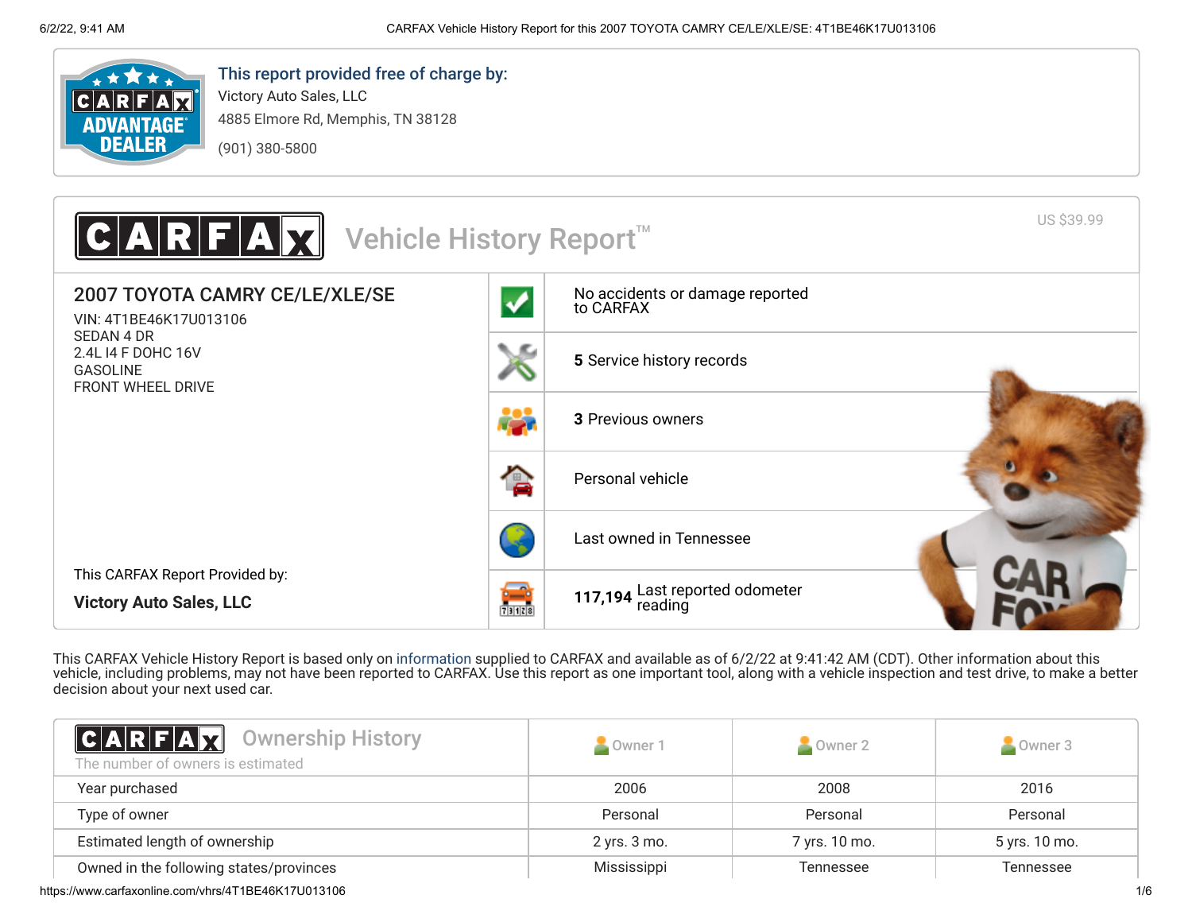**This report provided free of charge by:**

Victory Auto Sales, LLC
4885 Elmore Rd, Memphis, TN 38128
(901) 380-5800

# CARFAX Vehicle History Report™

US $39.99

## 2007 TOYOTA CAMRY CE/LE/XLE/SE

VIN: 4T1BE46K17U013106
SEDAN 4 DR
2.4L I4 F DOHC 16V
GASOLINE
FRONT WHEEL DRIVE

This CARFAX Report Provided by:

**Victory Auto Sales, LLC**

- No accidents or damage reported to CARFAX
- **5** Service history records
- **3** Previous owners
- Personal vehicle
- Last owned in Tennessee
- **117,194** Last reported odometer reading

This CARFAX Vehicle History Report is based only on information supplied to CARFAX and available as of 6/2/22 at 9:41:42 AM (CDT). Other information about this vehicle, including problems, may not have been reported to CARFAX. Use this report as one important tool, along with a vehicle inspection and test drive, to make a better decision about your next used car.

## CARFAX Ownership History

The number of owners is estimated

| | Owner 1 | Owner 2 | Owner 3 |
|---|---|---|---|
| Year purchased | 2006 | 2008 | 2016 |
| Type of owner | Personal | Personal | Personal |
| Estimated length of ownership | 2 yrs. 3 mo. | 7 yrs. 10 mo. | 5 yrs. 10 mo. |
| Owned in the following states/provinces | Mississippi | Tennessee | Tennessee |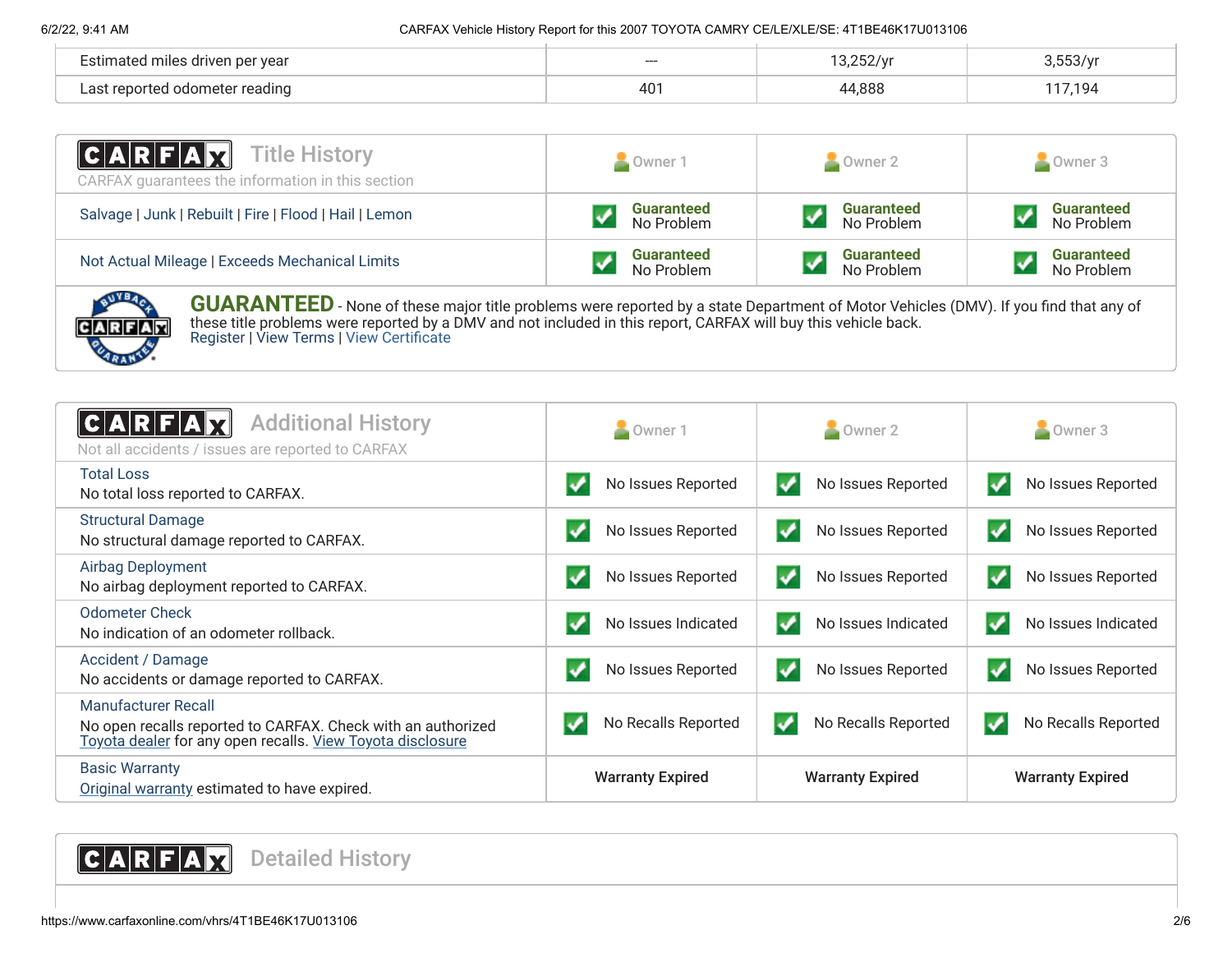| | | | |
|---|---|---|---|
| Estimated miles driven per year | --- | 13,252/yr | 3,553/yr |
| Last reported odometer reading | 401 | 44,888 | 117,194 |

## CARFAX Title History

CARFAX guarantees the information in this section

| | Owner 1 | Owner 2 | Owner 3 |
|---|---|---|---|
| Salvage \| Junk \| Rebuilt \| Fire \| Flood \| Hail \| Lemon | Guaranteed No Problem | Guaranteed No Problem | Guaranteed No Problem |
| Not Actual Mileage \| Exceeds Mechanical Limits | Guaranteed No Problem | Guaranteed No Problem | Guaranteed No Problem |

**GUARANTEED** - None of these major title problems were reported by a state Department of Motor Vehicles (DMV). If you find that any of these title problems were reported by a DMV and not included in this report, CARFAX will buy this vehicle back.
Register | View Terms | View Certificate

## CARFAX Additional History

Not all accidents / issues are reported to CARFAX

| | Owner 1 | Owner 2 | Owner 3 |
|---|---|---|---|
| **Total Loss** No total loss reported to CARFAX. | No Issues Reported | No Issues Reported | No Issues Reported |
| **Structural Damage** No structural damage reported to CARFAX. | No Issues Reported | No Issues Reported | No Issues Reported |
| **Airbag Deployment** No airbag deployment reported to CARFAX. | No Issues Reported | No Issues Reported | No Issues Reported |
| **Odometer Check** No indication of an odometer rollback. | No Issues Indicated | No Issues Indicated | No Issues Indicated |
| **Accident / Damage** No accidents or damage reported to CARFAX. | No Issues Reported | No Issues Reported | No Issues Reported |
| **Manufacturer Recall** No open recalls reported to CARFAX. Check with an authorized Toyota dealer for any open recalls. View Toyota disclosure | No Recalls Reported | No Recalls Reported | No Recalls Reported |
| **Basic Warranty** Original warranty estimated to have expired. | **Warranty Expired** | **Warranty Expired** | **Warranty Expired** |

## CARFAX Detailed History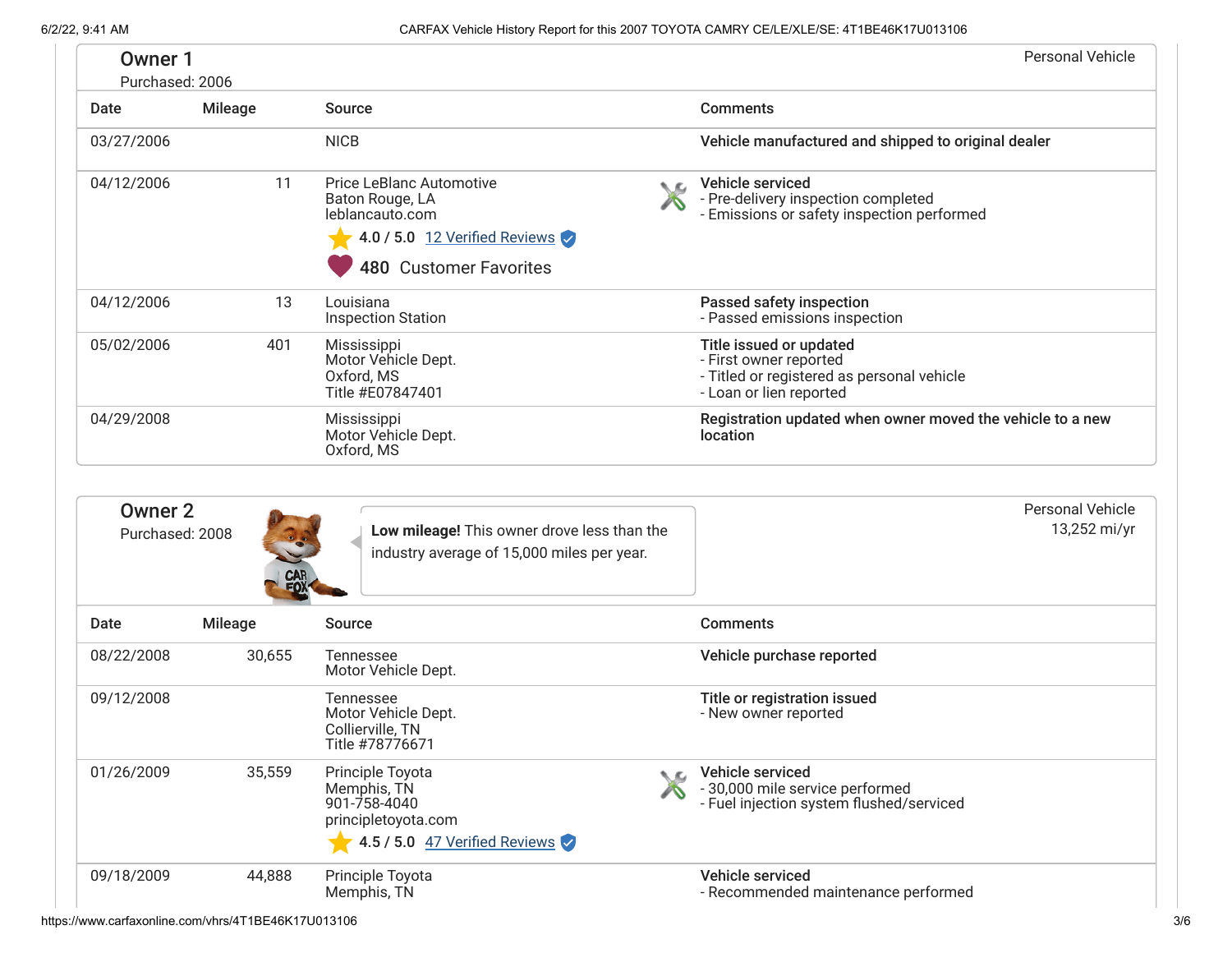## Owner 1

Purchased: 2006

Personal Vehicle

| Date | Mileage | Source | Comments |
| --- | --- | --- | --- |
| 03/27/2006 | | NICB | **Vehicle manufactured and shipped to original dealer** |
| 04/12/2006 | 11 | Price LeBlanc Automotive<br>Baton Rouge, LA<br>leblancauto.com<br>4.0 / 5.0 12 Verified Reviews<br>480 Customer Favorites | **Vehicle serviced**<br>- Pre-delivery inspection completed<br>- Emissions or safety inspection performed |
| 04/12/2006 | 13 | Louisiana<br>Inspection Station | **Passed safety inspection**<br>- Passed emissions inspection |
| 05/02/2006 | 401 | Mississippi<br>Motor Vehicle Dept.<br>Oxford, MS<br>Title #E07847401 | **Title issued or updated**<br>- First owner reported<br>- Titled or registered as personal vehicle<br>- Loan or lien reported |
| 04/29/2008 | | Mississippi<br>Motor Vehicle Dept.<br>Oxford, MS | **Registration updated when owner moved the vehicle to a new location** |

## Owner 2

Purchased: 2008

**Low mileage!** This owner drove less than the industry average of 15,000 miles per year.

Personal Vehicle
13,252 mi/yr

| Date | Mileage | Source | Comments |
| --- | --- | --- | --- |
| 08/22/2008 | 30,655 | Tennessee<br>Motor Vehicle Dept. | **Vehicle purchase reported** |
| 09/12/2008 | | Tennessee<br>Motor Vehicle Dept.<br>Collierville, TN<br>Title #78776671 | **Title or registration issued**<br>- New owner reported |
| 01/26/2009 | 35,559 | Principle Toyota<br>Memphis, TN<br>901-758-4040<br>principletoyota.com<br>4.5 / 5.0 47 Verified Reviews | **Vehicle serviced**<br>- 30,000 mile service performed<br>- Fuel injection system flushed/serviced |
| 09/18/2009 | 44,888 | Principle Toyota<br>Memphis, TN | **Vehicle serviced**<br>- Recommended maintenance performed |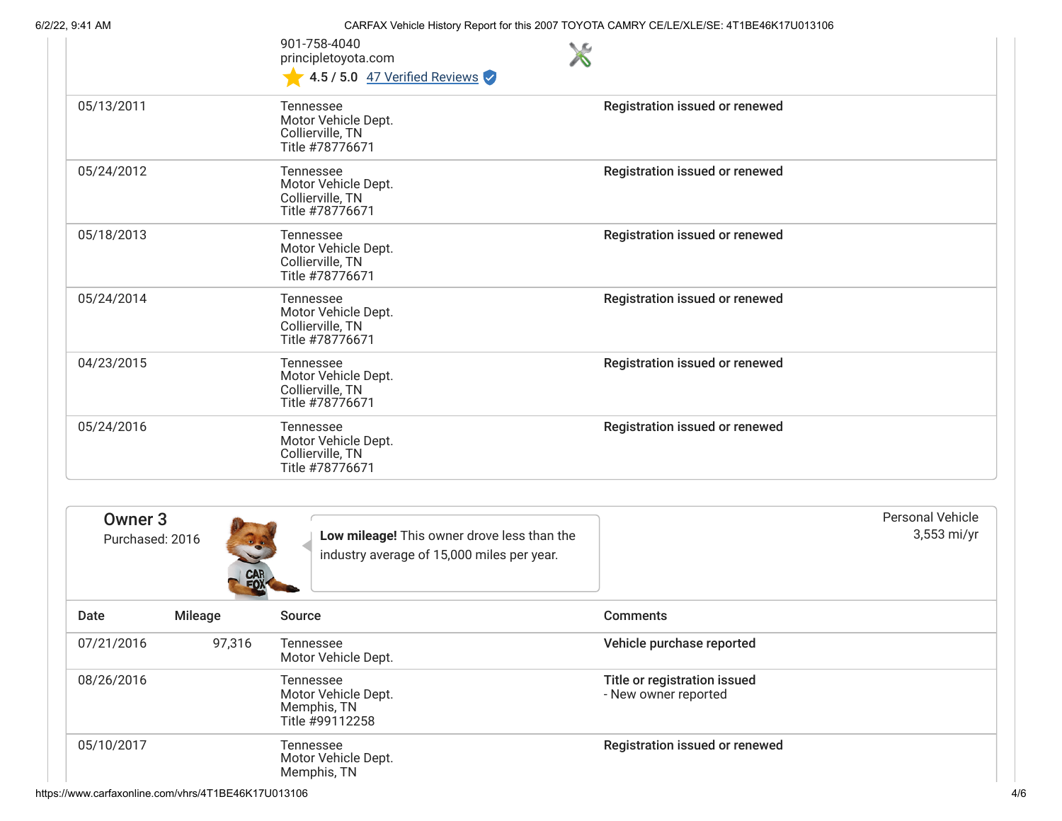| | | |
|---|---|---|
| | 901-758-4040<br>principletoyota.com<br>4.5 / 5.0 47 Verified Reviews | |
| 05/13/2011 | Tennessee<br>Motor Vehicle Dept.<br>Collierville, TN<br>Title #78776671 | **Registration issued or renewed** |
| 05/24/2012 | Tennessee<br>Motor Vehicle Dept.<br>Collierville, TN<br>Title #78776671 | **Registration issued or renewed** |
| 05/18/2013 | Tennessee<br>Motor Vehicle Dept.<br>Collierville, TN<br>Title #78776671 | **Registration issued or renewed** |
| 05/24/2014 | Tennessee<br>Motor Vehicle Dept.<br>Collierville, TN<br>Title #78776671 | **Registration issued or renewed** |
| 04/23/2015 | Tennessee<br>Motor Vehicle Dept.<br>Collierville, TN<br>Title #78776671 | **Registration issued or renewed** |
| 05/24/2016 | Tennessee<br>Motor Vehicle Dept.<br>Collierville, TN<br>Title #78776671 | **Registration issued or renewed** |

## Owner 3

Purchased: 2016

**Low mileage!** This owner drove less than the industry average of 15,000 miles per year.

Personal Vehicle
3,553 mi/yr

| Date | Mileage | Source | Comments |
|---|---|---|---|
| 07/21/2016 | 97,316 | Tennessee<br>Motor Vehicle Dept. | **Vehicle purchase reported** |
| 08/26/2016 | | Tennessee<br>Motor Vehicle Dept.<br>Memphis, TN<br>Title #99112258 | **Title or registration issued**<br>- New owner reported |
| 05/10/2017 | | Tennessee<br>Motor Vehicle Dept.<br>Memphis, TN | **Registration issued or renewed** |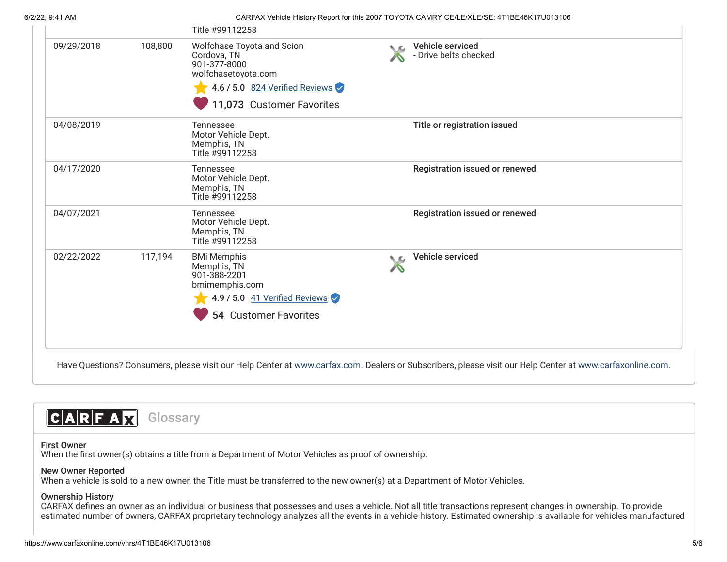| Date | Mileage | Source | Comments |
|---|---|---|---|
| | | Title #99112258 | |
| 09/29/2018 | 108,800 | Wolfchase Toyota and Scion<br>Cordova, TN<br>901-377-8000<br>wolfchasetoyota.com<br>4.6 / 5.0 824 Verified Reviews<br>11,073 Customer Favorites | **Vehicle serviced**<br>- Drive belts checked |
| 04/08/2019 | | Tennessee<br>Motor Vehicle Dept.<br>Memphis, TN<br>Title #99112258 | **Title or registration issued** |
| 04/17/2020 | | Tennessee<br>Motor Vehicle Dept.<br>Memphis, TN<br>Title #99112258 | **Registration issued or renewed** |
| 04/07/2021 | | Tennessee<br>Motor Vehicle Dept.<br>Memphis, TN<br>Title #99112258 | **Registration issued or renewed** |
| 02/22/2022 | 117,194 | BMi Memphis<br>Memphis, TN<br>901-388-2201<br>bmimemphis.com<br>4.9 / 5.0 41 Verified Reviews<br>54 Customer Favorites | **Vehicle serviced** |

Have Questions? Consumers, please visit our Help Center at www.carfax.com. Dealers or Subscribers, please visit our Help Center at www.carfaxonline.com.

## CARFAX Glossary

**First Owner**
When the first owner(s) obtains a title from a Department of Motor Vehicles as proof of ownership.

**New Owner Reported**
When a vehicle is sold to a new owner, the Title must be transferred to the new owner(s) at a Department of Motor Vehicles.

**Ownership History**
CARFAX defines an owner as an individual or business that possesses and uses a vehicle. Not all title transactions represent changes in ownership. To provide estimated number of owners, CARFAX proprietary technology analyzes all the events in a vehicle history. Estimated ownership is available for vehicles manufactured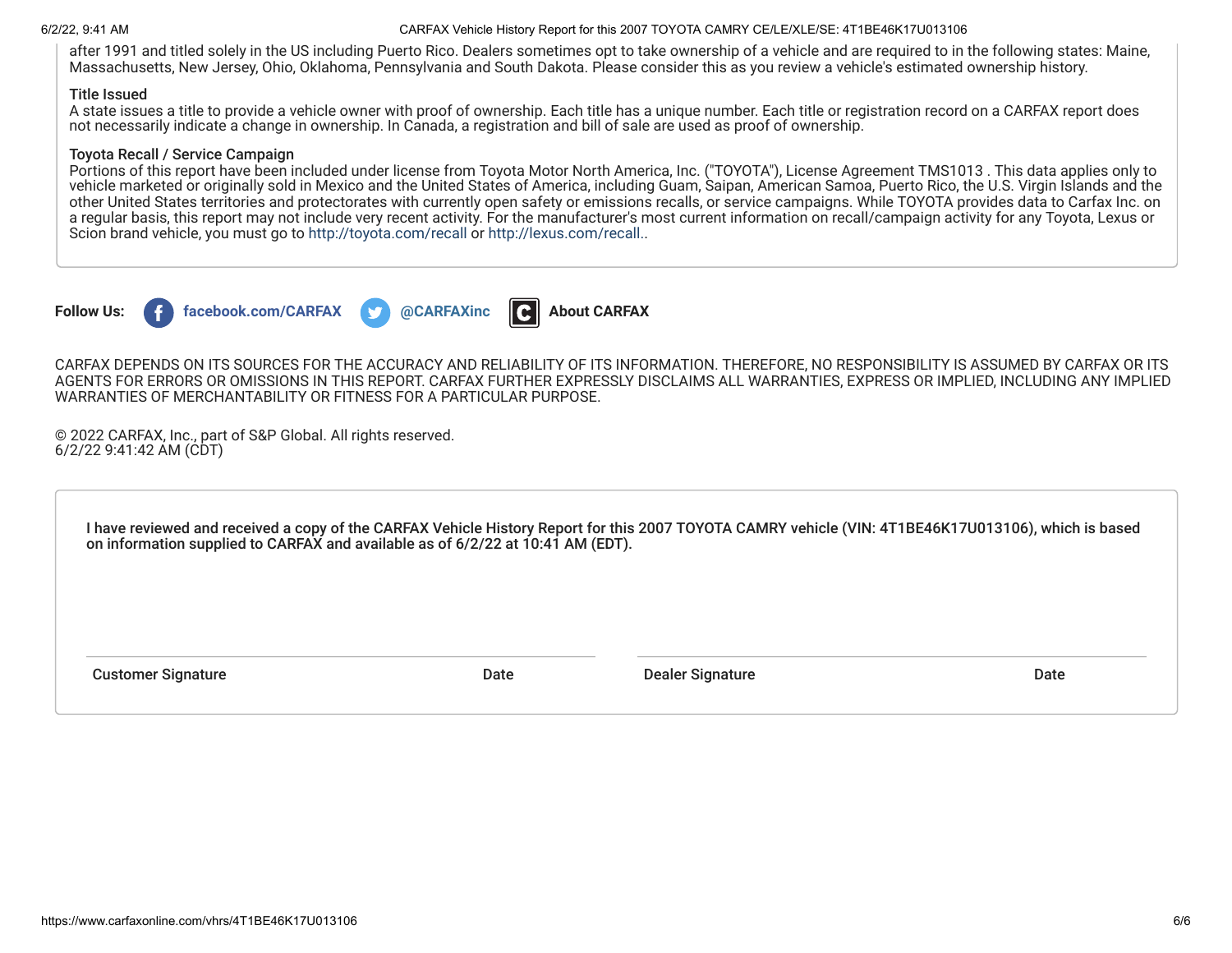after 1991 and titled solely in the US including Puerto Rico. Dealers sometimes opt to take ownership of a vehicle and are required to in the following states: Maine, Massachusetts, New Jersey, Ohio, Oklahoma, Pennsylvania and South Dakota. Please consider this as you review a vehicle's estimated ownership history.

**Title Issued**
A state issues a title to provide a vehicle owner with proof of ownership. Each title has a unique number. Each title or registration record on a CARFAX report does not necessarily indicate a change in ownership. In Canada, a registration and bill of sale are used as proof of ownership.

**Toyota Recall / Service Campaign**
Portions of this report have been included under license from Toyota Motor North America, Inc. ("TOYOTA"), License Agreement TMS1013 . This data applies only to vehicle marketed or originally sold in Mexico and the United States of America, including Guam, Saipan, American Samoa, Puerto Rico, the U.S. Virgin Islands and the other United States territories and protectorates with currently open safety or emissions recalls, or service campaigns. While TOYOTA provides data to Carfax Inc. on a regular basis, this report may not include very recent activity. For the manufacturer's most current information on recall/campaign activity for any Toyota, Lexus or Scion brand vehicle, you must go to http://toyota.com/recall or http://lexus.com/recall..

**Follow Us:** facebook.com/CARFAX @CARFAXinc **About CARFAX**

CARFAX DEPENDS ON ITS SOURCES FOR THE ACCURACY AND RELIABILITY OF ITS INFORMATION. THEREFORE, NO RESPONSIBILITY IS ASSUMED BY CARFAX OR ITS AGENTS FOR ERRORS OR OMISSIONS IN THIS REPORT. CARFAX FURTHER EXPRESSLY DISCLAIMS ALL WARRANTIES, EXPRESS OR IMPLIED, INCLUDING ANY IMPLIED WARRANTIES OF MERCHANTABILITY OR FITNESS FOR A PARTICULAR PURPOSE.

© 2022 CARFAX, Inc., part of S&P Global. All rights reserved.
6/2/22 9:41:42 AM (CDT)

I have reviewed and received a copy of the CARFAX Vehicle History Report for this 2007 TOYOTA CAMRY vehicle (VIN: 4T1BE46K17U013106), which is based on information supplied to CARFAX and available as of 6/2/22 at 10:41 AM (EDT).

| | | | |
|---|---|---|---|
| Customer Signature | Date | Dealer Signature | Date |